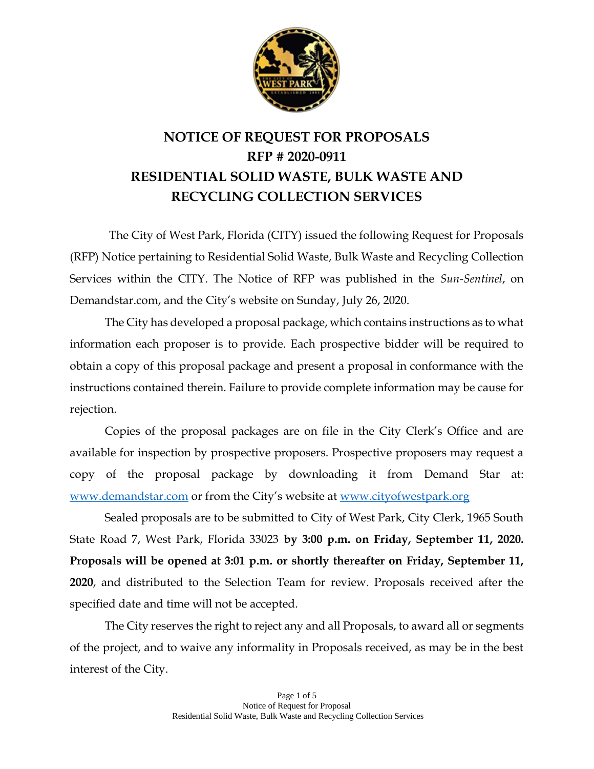# NOTICE OF REQUEST FOR PROPOSALS
# RFP # 2020-0911
# RESIDENTIAL SOLID WASTE, BULK WASTE AND RECYCLING COLLECTION SERVICES

The City of West Park, Florida (CITY) issued the following Request for Proposals (RFP) Notice pertaining to Residential Solid Waste, Bulk Waste and Recycling Collection Services within the CITY. The Notice of RFP was published in the *Sun-Sentinel*, on Demandstar.com, and the City's website on Sunday, July 26, 2020.

The City has developed a proposal package, which contains instructions as to what information each proposer is to provide. Each prospective bidder will be required to obtain a copy of this proposal package and present a proposal in conformance with the instructions contained therein. Failure to provide complete information may be cause for rejection.

Copies of the proposal packages are on file in the City Clerk's Office and are available for inspection by prospective proposers. Prospective proposers may request a copy of the proposal package by downloading it from Demand Star at: [www.demandstar.com](http://www.demandstar.com) or from the City's website at [www.cityofwestpark.org](http://www.cityofwestpark.org)

Sealed proposals are to be submitted to City of West Park, City Clerk, 1965 South State Road 7, West Park, Florida 33023 **by 3:00 p.m. on Friday, September 11, 2020. Proposals will be opened at 3:01 p.m. or shortly thereafter on Friday, September 11, 2020**, and distributed to the Selection Team for review. Proposals received after the specified date and time will not be accepted.

The City reserves the right to reject any and all Proposals, to award all or segments of the project, and to waive any informality in Proposals received, as may be in the best interest of the City.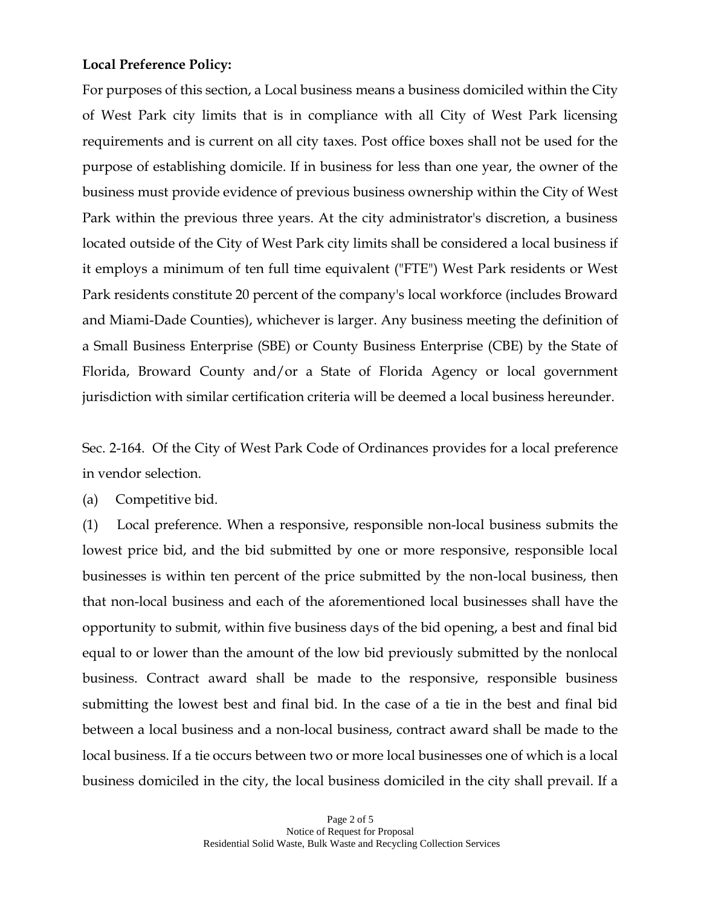**Local Preference Policy:**

For purposes of this section, a Local business means a business domiciled within the City of West Park city limits that is in compliance with all City of West Park licensing requirements and is current on all city taxes. Post office boxes shall not be used for the purpose of establishing domicile. If in business for less than one year, the owner of the business must provide evidence of previous business ownership within the City of West Park within the previous three years. At the city administrator's discretion, a business located outside of the City of West Park city limits shall be considered a local business if it employs a minimum of ten full time equivalent ("FTE") West Park residents or West Park residents constitute 20 percent of the company's local workforce (includes Broward and Miami-Dade Counties), whichever is larger. Any business meeting the definition of a Small Business Enterprise (SBE) or County Business Enterprise (CBE) by the State of Florida, Broward County and/or a State of Florida Agency or local government jurisdiction with similar certification criteria will be deemed a local business hereunder.

Sec. 2-164. Of the City of West Park Code of Ordinances provides for a local preference in vendor selection.

(a) Competitive bid.

(1) Local preference. When a responsive, responsible non-local business submits the lowest price bid, and the bid submitted by one or more responsive, responsible local businesses is within ten percent of the price submitted by the non-local business, then that non-local business and each of the aforementioned local businesses shall have the opportunity to submit, within five business days of the bid opening, a best and final bid equal to or lower than the amount of the low bid previously submitted by the nonlocal business. Contract award shall be made to the responsive, responsible business submitting the lowest best and final bid. In the case of a tie in the best and final bid between a local business and a non-local business, contract award shall be made to the local business. If a tie occurs between two or more local businesses one of which is a local business domiciled in the city, the local business domiciled in the city shall prevail. If a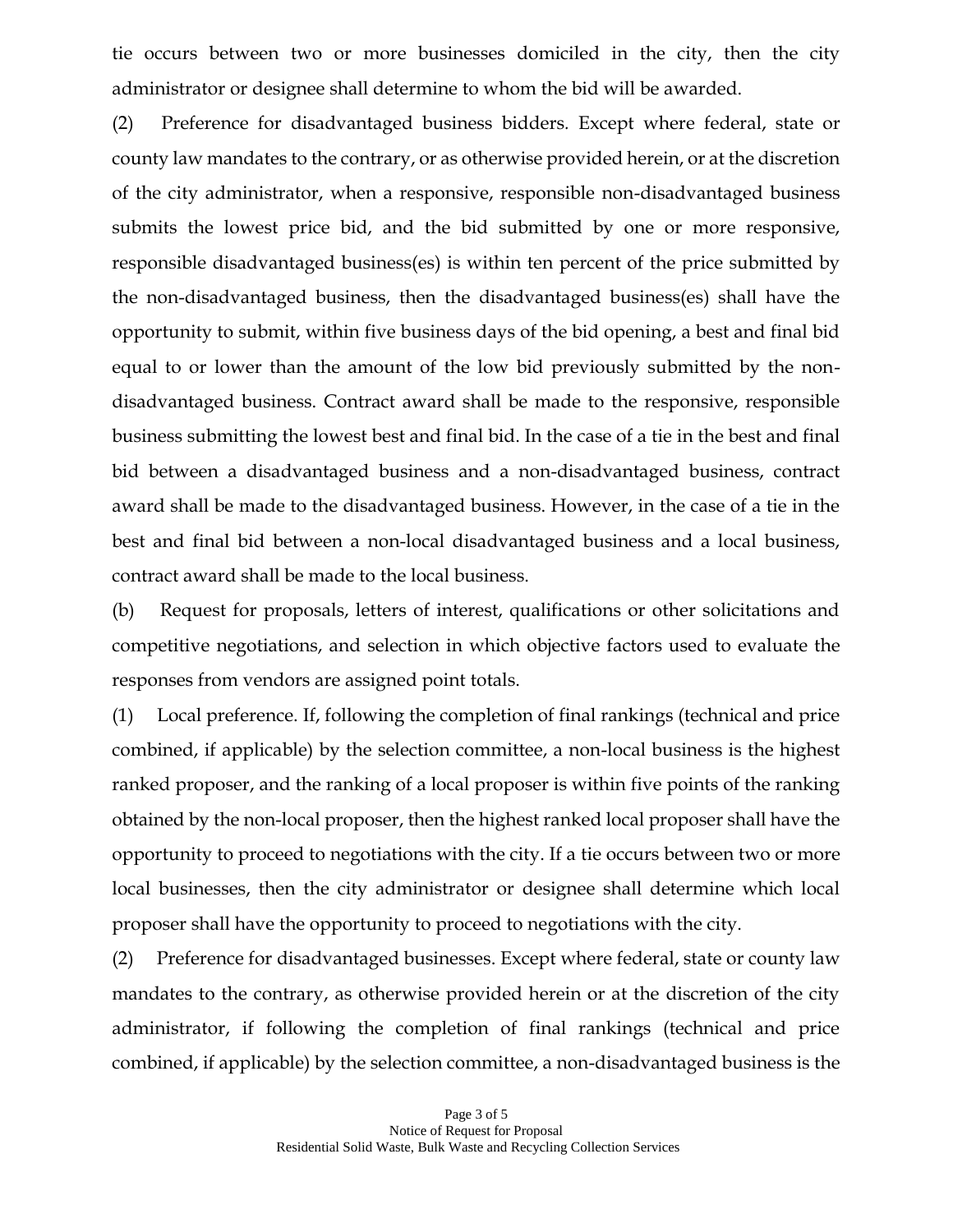tie occurs between two or more businesses domiciled in the city, then the city administrator or designee shall determine to whom the bid will be awarded.

(2) Preference for disadvantaged business bidders. Except where federal, state or county law mandates to the contrary, or as otherwise provided herein, or at the discretion of the city administrator, when a responsive, responsible non-disadvantaged business submits the lowest price bid, and the bid submitted by one or more responsive, responsible disadvantaged business(es) is within ten percent of the price submitted by the non-disadvantaged business, then the disadvantaged business(es) shall have the opportunity to submit, within five business days of the bid opening, a best and final bid equal to or lower than the amount of the low bid previously submitted by the non-disadvantaged business. Contract award shall be made to the responsive, responsible business submitting the lowest best and final bid. In the case of a tie in the best and final bid between a disadvantaged business and a non-disadvantaged business, contract award shall be made to the disadvantaged business. However, in the case of a tie in the best and final bid between a non-local disadvantaged business and a local business, contract award shall be made to the local business.

(b) Request for proposals, letters of interest, qualifications or other solicitations and competitive negotiations, and selection in which objective factors used to evaluate the responses from vendors are assigned point totals.

(1) Local preference. If, following the completion of final rankings (technical and price combined, if applicable) by the selection committee, a non-local business is the highest ranked proposer, and the ranking of a local proposer is within five points of the ranking obtained by the non-local proposer, then the highest ranked local proposer shall have the opportunity to proceed to negotiations with the city. If a tie occurs between two or more local businesses, then the city administrator or designee shall determine which local proposer shall have the opportunity to proceed to negotiations with the city.

(2) Preference for disadvantaged businesses. Except where federal, state or county law mandates to the contrary, as otherwise provided herein or at the discretion of the city administrator, if following the completion of final rankings (technical and price combined, if applicable) by the selection committee, a non-disadvantaged business is the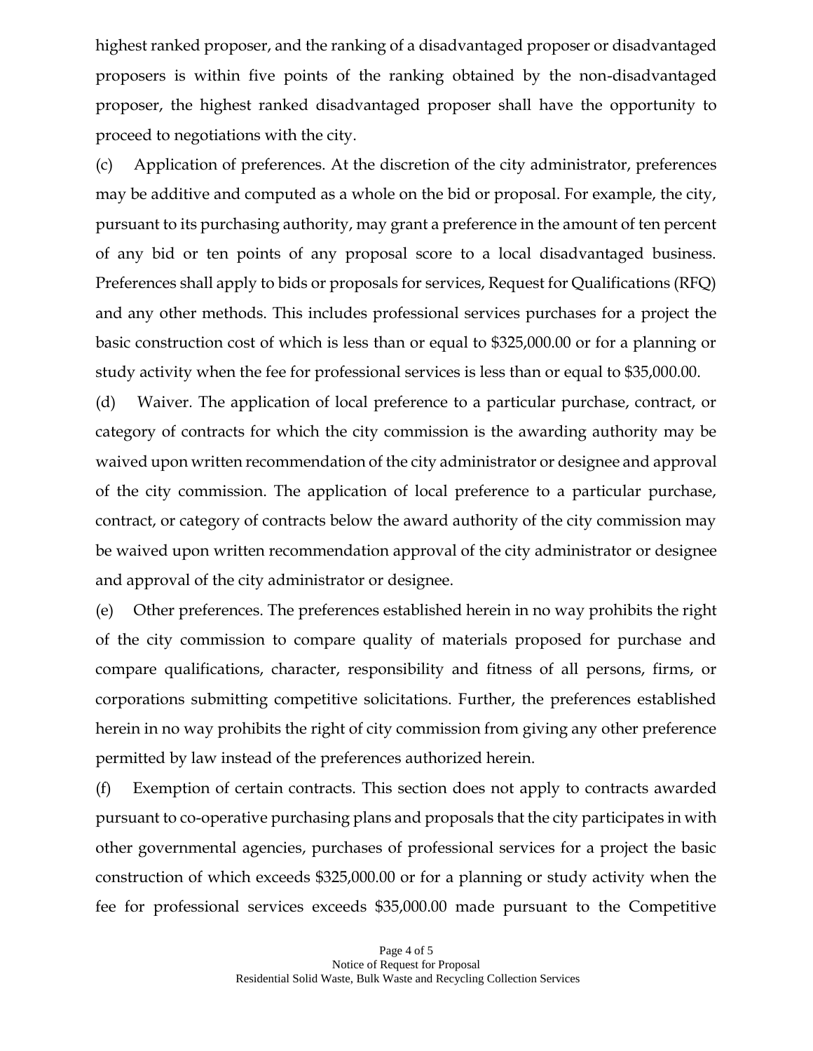highest ranked proposer, and the ranking of a disadvantaged proposer or disadvantaged proposers is within five points of the ranking obtained by the non-disadvantaged proposer, the highest ranked disadvantaged proposer shall have the opportunity to proceed to negotiations with the city.

(c) Application of preferences. At the discretion of the city administrator, preferences may be additive and computed as a whole on the bid or proposal. For example, the city, pursuant to its purchasing authority, may grant a preference in the amount of ten percent of any bid or ten points of any proposal score to a local disadvantaged business. Preferences shall apply to bids or proposals for services, Request for Qualifications (RFQ) and any other methods. This includes professional services purchases for a project the basic construction cost of which is less than or equal to $325,000.00 or for a planning or study activity when the fee for professional services is less than or equal to $35,000.00.

(d) Waiver. The application of local preference to a particular purchase, contract, or category of contracts for which the city commission is the awarding authority may be waived upon written recommendation of the city administrator or designee and approval of the city commission. The application of local preference to a particular purchase, contract, or category of contracts below the award authority of the city commission may be waived upon written recommendation approval of the city administrator or designee and approval of the city administrator or designee.

(e) Other preferences. The preferences established herein in no way prohibits the right of the city commission to compare quality of materials proposed for purchase and compare qualifications, character, responsibility and fitness of all persons, firms, or corporations submitting competitive solicitations. Further, the preferences established herein in no way prohibits the right of city commission from giving any other preference permitted by law instead of the preferences authorized herein.

(f) Exemption of certain contracts. This section does not apply to contracts awarded pursuant to co-operative purchasing plans and proposals that the city participates in with other governmental agencies, purchases of professional services for a project the basic construction of which exceeds $325,000.00 or for a planning or study activity when the fee for professional services exceeds $35,000.00 made pursuant to the Competitive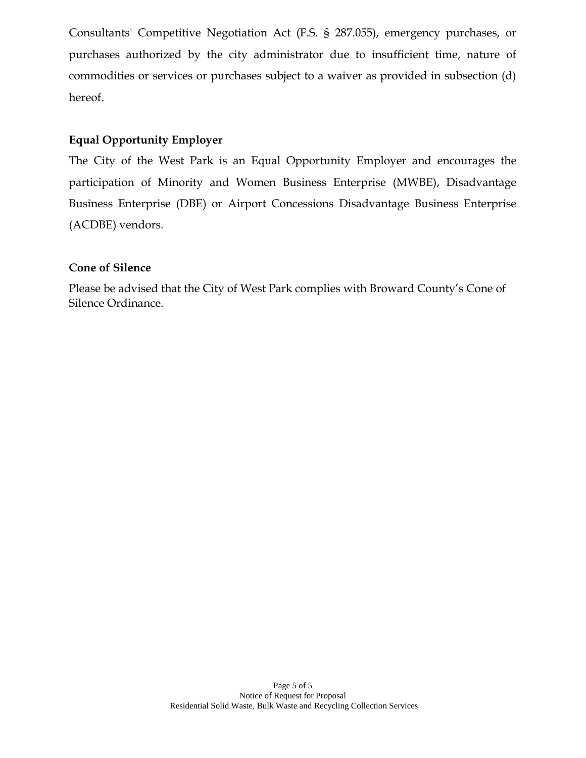Consultants' Competitive Negotiation Act (F.S. § 287.055), emergency purchases, or purchases authorized by the city administrator due to insufficient time, nature of commodities or services or purchases subject to a waiver as provided in subsection (d) hereof.

**Equal Opportunity Employer**

The City of the West Park is an Equal Opportunity Employer and encourages the participation of Minority and Women Business Enterprise (MWBE), Disadvantage Business Enterprise (DBE) or Airport Concessions Disadvantage Business Enterprise (ACDBE) vendors.

**Cone of Silence**

Please be advised that the City of West Park complies with Broward County's Cone of Silence Ordinance.